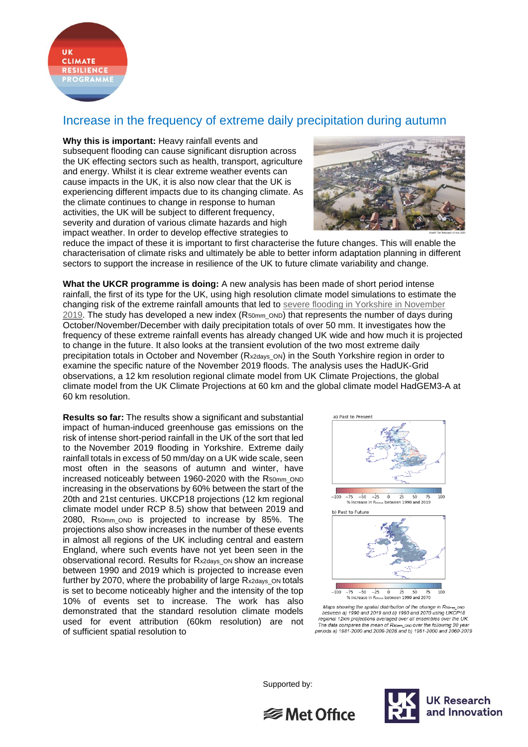# Increase in the frequency of extreme daily precipitation during autumn

**Why this is important:** Heavy rainfall events and subsequent flooding can cause significant disruption across the UK effecting sectors such as health, transport, agriculture and energy. Whilst it is clear extreme weather events can cause impacts in the UK, it is also now clear that the UK is experiencing different impacts due to its changing climate. As the climate continues to change in response to human activities, the UK will be subject to different frequency, severity and duration of various climate hazards and high impact weather. In order to develop effective strategies to reduce the impact of these it is important to first characterise the future changes. This will enable the characterisation of climate risks and ultimately be able to better inform adaptation planning in different sectors to support the increase in resilience of the UK to future climate variability and change.

**What the UKCR programme is doing:** A new analysis has been made of short period intense rainfall, the first of its type for the UK, using high resolution climate model simulations to estimate the changing risk of the extreme rainfall amounts that led to severe flooding in Yorkshire in November 2019. The study has developed a new index ($R_{50mm\_OND}$) that represents the number of days during October/November/December with daily precipitation totals of over 50 mm. It investigates how the frequency of these extreme rainfall events has already changed UK wide and how much it is projected to change in the future. It also looks at the transient evolution of the two most extreme daily precipitation totals in October and November ($R_{x2days\_ON}$) in the South Yorkshire region in order to examine the specific nature of the November 2019 floods. The analysis uses the HadUK-Grid observations, a 12 km resolution regional climate model from UK Climate Projections, the global climate model from the UK Climate Projections at 60 km and the global climate model HadGEM3-A at 60 km resolution.

**Results so far:** The results show a significant and substantial impact of human-induced greenhouse gas emissions on the risk of intense short-period rainfall in the UK of the sort that led to the November 2019 flooding in Yorkshire. Extreme daily rainfall totals in excess of 50 mm/day on a UK wide scale, seen most often in the seasons of autumn and winter, have increased noticeably between 1960-2020 with the $R_{50mm\_OND}$ increasing in the observations by 60% between the start of the 20th and 21st centuries. UKCP18 projections (12 km regional climate model under RCP 8.5) show that between 2019 and 2080, $R_{50mm\_OND}$ is projected to increase by 85%. The projections also show increases in the number of these events in almost all regions of the UK including central and eastern England, where such events have not yet been seen in the observational record. Results for $R_{x2days\_ON}$ show an increase between 1990 and 2019 which is projected to increase even further by 2070, where the probability of large $R_{x2days\_ON}$ totals is set to become noticeably higher and the intensity of the top 10% of events set to increase. The work has also demonstrated that the standard resolution climate models used for event attribution (60km resolution) are not of sufficient spatial resolution to

*Maps showing the spatial distribution of the change in $R_{50mm\_OND}$ between a) 1990 and 2019 and b) 1990 and 2070 using UKCP18 regional 12km projections averaged over all ensembles over the UK. The data compares the mean of $R_{50mm\_OND}$ over the following 20 year periods a) 1981-2000 and 2009-2028 and b) 1981-2000 and 2060-2079*

Supported by: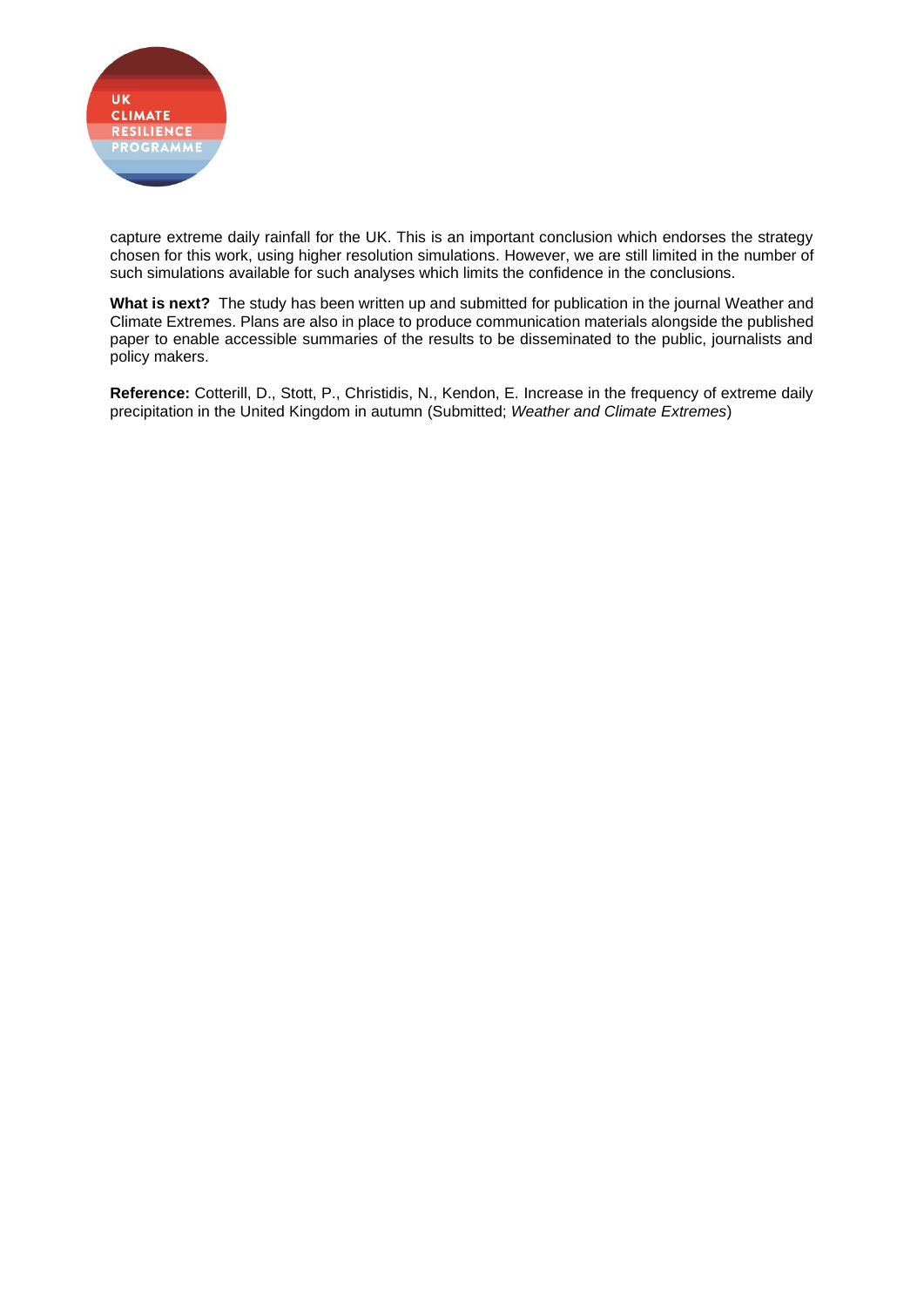capture extreme daily rainfall for the UK. This is an important conclusion which endorses the strategy chosen for this work, using higher resolution simulations. However, we are still limited in the number of such simulations available for such analyses which limits the confidence in the conclusions.

**What is next?** The study has been written up and submitted for publication in the journal Weather and Climate Extremes. Plans are also in place to produce communication materials alongside the published paper to enable accessible summaries of the results to be disseminated to the public, journalists and policy makers.

**Reference:** Cotterill, D., Stott, P., Christidis, N., Kendon, E. Increase in the frequency of extreme daily precipitation in the United Kingdom in autumn (Submitted; *Weather and Climate Extremes*)